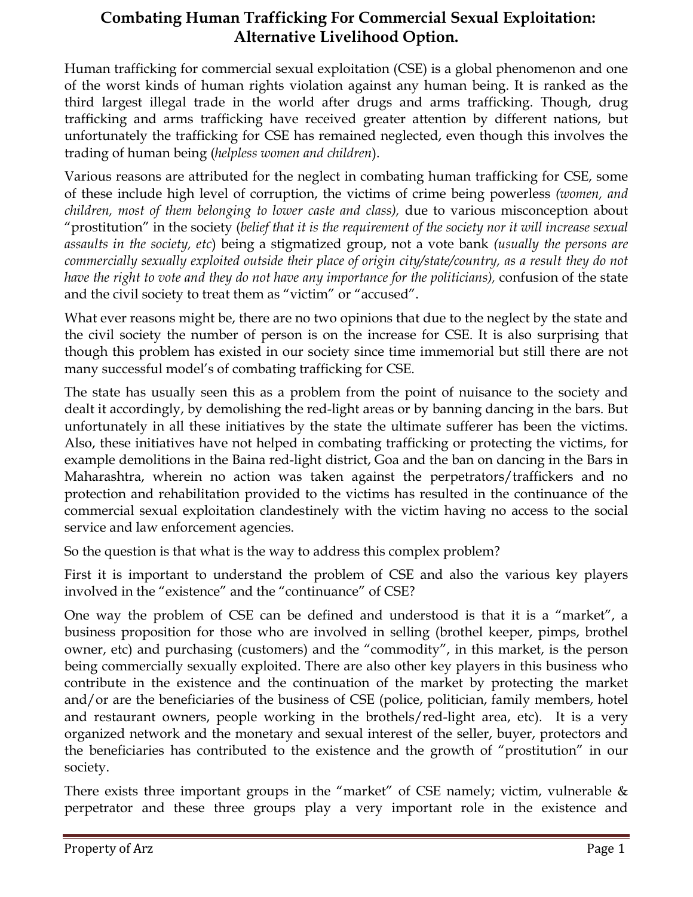# Combating Human Trafficking For Commercial Sexual Exploitation: Alternative Livelihood Option.

Human trafficking for commercial sexual exploitation (CSE) is a global phenomenon and one of the worst kinds of human rights violation against any human being. It is ranked as the third largest illegal trade in the world after drugs and arms trafficking. Though, drug trafficking and arms trafficking have received greater attention by different nations, but unfortunately the trafficking for CSE has remained neglected, even though this involves the trading of human being (*helpless women and children*).

Various reasons are attributed for the neglect in combating human trafficking for CSE, some of these include high level of corruption, the victims of crime being powerless *(women, and children, most of them belonging to lower caste and class),* due to various misconception about "prostitution" in the society (*belief that it is the requirement of the society nor it will increase sexual assaults in the society, etc*) being a stigmatized group, not a vote bank *(usually the persons are commercially sexually exploited outside their place of origin city/state/country, as a result they do not have the right to vote and they do not have any importance for the politicians),* confusion of the state and the civil society to treat them as "victim" or "accused".

What ever reasons might be, there are no two opinions that due to the neglect by the state and the civil society the number of person is on the increase for CSE. It is also surprising that though this problem has existed in our society since time immemorial but still there are not many successful model's of combating trafficking for CSE.

The state has usually seen this as a problem from the point of nuisance to the society and dealt it accordingly, by demolishing the red-light areas or by banning dancing in the bars. But unfortunately in all these initiatives by the state the ultimate sufferer has been the victims. Also, these initiatives have not helped in combating trafficking or protecting the victims, for example demolitions in the Baina red-light district, Goa and the ban on dancing in the Bars in Maharashtra, wherein no action was taken against the perpetrators/traffickers and no protection and rehabilitation provided to the victims has resulted in the continuance of the commercial sexual exploitation clandestinely with the victim having no access to the social service and law enforcement agencies.

So the question is that what is the way to address this complex problem?

First it is important to understand the problem of CSE and also the various key players involved in the "existence" and the "continuance" of CSE?

One way the problem of CSE can be defined and understood is that it is a "market", a business proposition for those who are involved in selling (brothel keeper, pimps, brothel owner, etc) and purchasing (customers) and the "commodity", in this market, is the person being commercially sexually exploited. There are also other key players in this business who contribute in the existence and the continuation of the market by protecting the market and/or are the beneficiaries of the business of CSE (police, politician, family members, hotel and restaurant owners, people working in the brothels/red-light area, etc). It is a very organized network and the monetary and sexual interest of the seller, buyer, protectors and the beneficiaries has contributed to the existence and the growth of "prostitution" in our society.

There exists three important groups in the "market" of CSE namely; victim, vulnerable & perpetrator and these three groups play a very important role in the existence and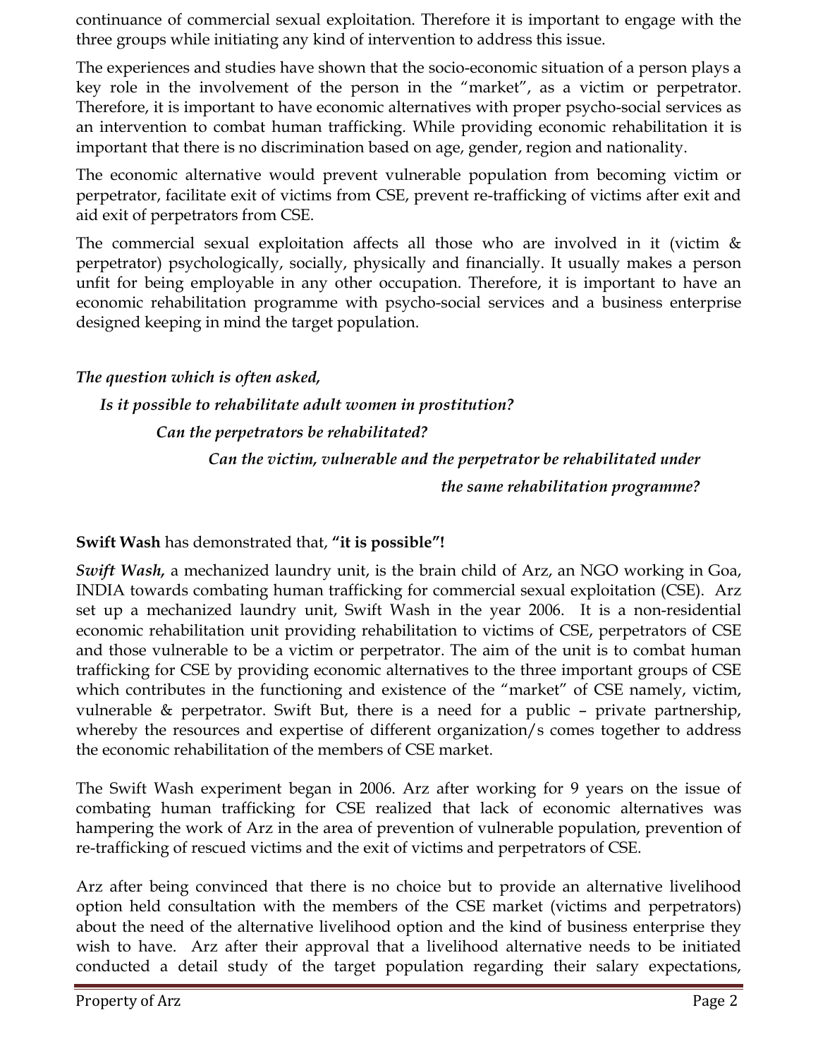continuance of commercial sexual exploitation. Therefore it is important to engage with the three groups while initiating any kind of intervention to address this issue.

The experiences and studies have shown that the socio-economic situation of a person plays a key role in the involvement of the person in the "market", as a victim or perpetrator. Therefore, it is important to have economic alternatives with proper psycho-social services as an intervention to combat human trafficking. While providing economic rehabilitation it is important that there is no discrimination based on age, gender, region and nationality.

The economic alternative would prevent vulnerable population from becoming victim or perpetrator, facilitate exit of victims from CSE, prevent re-trafficking of victims after exit and aid exit of perpetrators from CSE.

The commercial sexual exploitation affects all those who are involved in it (victim & perpetrator) psychologically, socially, physically and financially. It usually makes a person unfit for being employable in any other occupation. Therefore, it is important to have an economic rehabilitation programme with psycho-social services and a business enterprise designed keeping in mind the target population.

***The question which is often asked,***

***Is it possible to rehabilitate adult women in prostitution?***

***Can the perpetrators be rehabilitated?***

***Can the victim, vulnerable and the perpetrator be rehabilitated under the same rehabilitation programme?***

**Swift Wash** has demonstrated that, **"it is possible"!**

***Swift Wash,*** a mechanized laundry unit, is the brain child of Arz, an NGO working in Goa, INDIA towards combating human trafficking for commercial sexual exploitation (CSE). Arz set up a mechanized laundry unit, Swift Wash in the year 2006. It is a non-residential economic rehabilitation unit providing rehabilitation to victims of CSE, perpetrators of CSE and those vulnerable to be a victim or perpetrator. The aim of the unit is to combat human trafficking for CSE by providing economic alternatives to the three important groups of CSE which contributes in the functioning and existence of the "market" of CSE namely, victim, vulnerable & perpetrator. Swift But, there is a need for a public – private partnership, whereby the resources and expertise of different organization/s comes together to address the economic rehabilitation of the members of CSE market.

The Swift Wash experiment began in 2006. Arz after working for 9 years on the issue of combating human trafficking for CSE realized that lack of economic alternatives was hampering the work of Arz in the area of prevention of vulnerable population, prevention of re-trafficking of rescued victims and the exit of victims and perpetrators of CSE.

Arz after being convinced that there is no choice but to provide an alternative livelihood option held consultation with the members of the CSE market (victims and perpetrators) about the need of the alternative livelihood option and the kind of business enterprise they wish to have. Arz after their approval that a livelihood alternative needs to be initiated conducted a detail study of the target population regarding their salary expectations,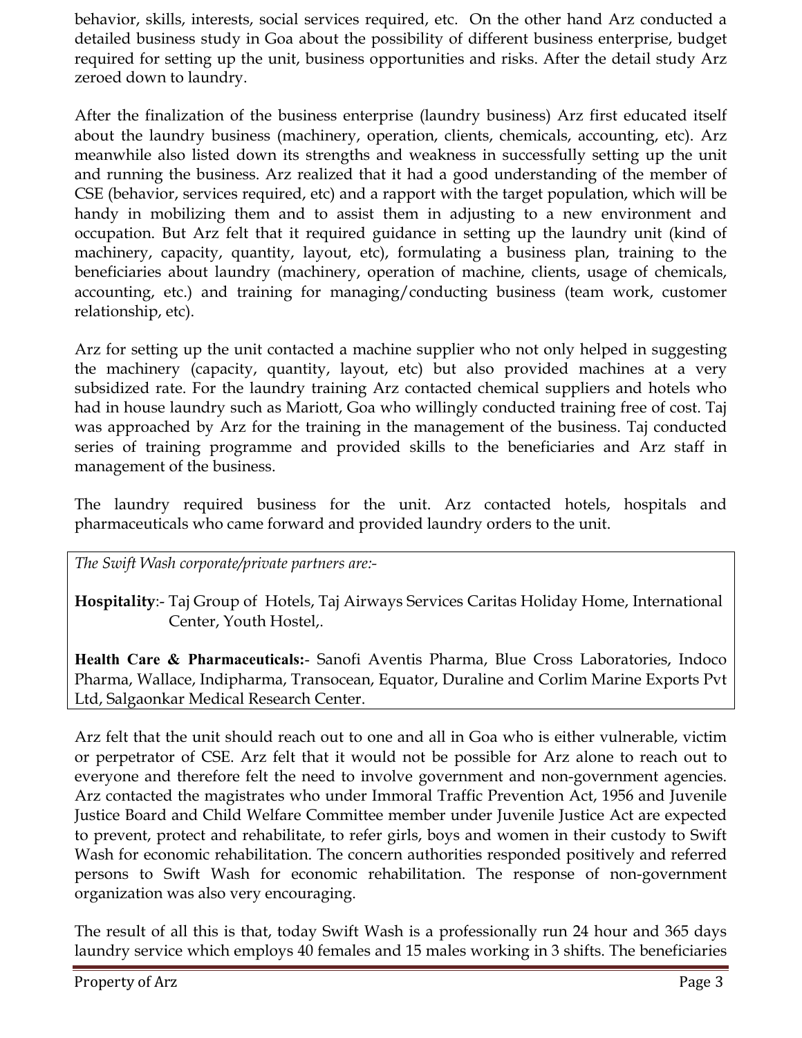behavior, skills, interests, social services required, etc. On the other hand Arz conducted a detailed business study in Goa about the possibility of different business enterprise, budget required for setting up the unit, business opportunities and risks. After the detail study Arz zeroed down to laundry.

After the finalization of the business enterprise (laundry business) Arz first educated itself about the laundry business (machinery, operation, clients, chemicals, accounting, etc). Arz meanwhile also listed down its strengths and weakness in successfully setting up the unit and running the business. Arz realized that it had a good understanding of the member of CSE (behavior, services required, etc) and a rapport with the target population, which will be handy in mobilizing them and to assist them in adjusting to a new environment and occupation. But Arz felt that it required guidance in setting up the laundry unit (kind of machinery, capacity, quantity, layout, etc), formulating a business plan, training to the beneficiaries about laundry (machinery, operation of machine, clients, usage of chemicals, accounting, etc.) and training for managing/conducting business (team work, customer relationship, etc).

Arz for setting up the unit contacted a machine supplier who not only helped in suggesting the machinery (capacity, quantity, layout, etc) but also provided machines at a very subsidized rate. For the laundry training Arz contacted chemical suppliers and hotels who had in house laundry such as Mariott, Goa who willingly conducted training free of cost. Taj was approached by Arz for the training in the management of the business. Taj conducted series of training programme and provided skills to the beneficiaries and Arz staff in management of the business.

The laundry required business for the unit. Arz contacted hotels, hospitals and pharmaceuticals who came forward and provided laundry orders to the unit.

*The Swift Wash corporate/private partners are:-*

**Hospitality**:- Taj Group of Hotels, Taj Airways Services Caritas Holiday Home, International Center, Youth Hostel,.

**Health Care & Pharmaceuticals:**- Sanofi Aventis Pharma, Blue Cross Laboratories, Indoco Pharma, Wallace, Indipharma, Transocean, Equator, Duraline and Corlim Marine Exports Pvt Ltd, Salgaonkar Medical Research Center.

Arz felt that the unit should reach out to one and all in Goa who is either vulnerable, victim or perpetrator of CSE. Arz felt that it would not be possible for Arz alone to reach out to everyone and therefore felt the need to involve government and non-government agencies. Arz contacted the magistrates who under Immoral Traffic Prevention Act, 1956 and Juvenile Justice Board and Child Welfare Committee member under Juvenile Justice Act are expected to prevent, protect and rehabilitate, to refer girls, boys and women in their custody to Swift Wash for economic rehabilitation. The concern authorities responded positively and referred persons to Swift Wash for economic rehabilitation. The response of non-government organization was also very encouraging.

The result of all this is that, today Swift Wash is a professionally run 24 hour and 365 days laundry service which employs 40 females and 15 males working in 3 shifts. The beneficiaries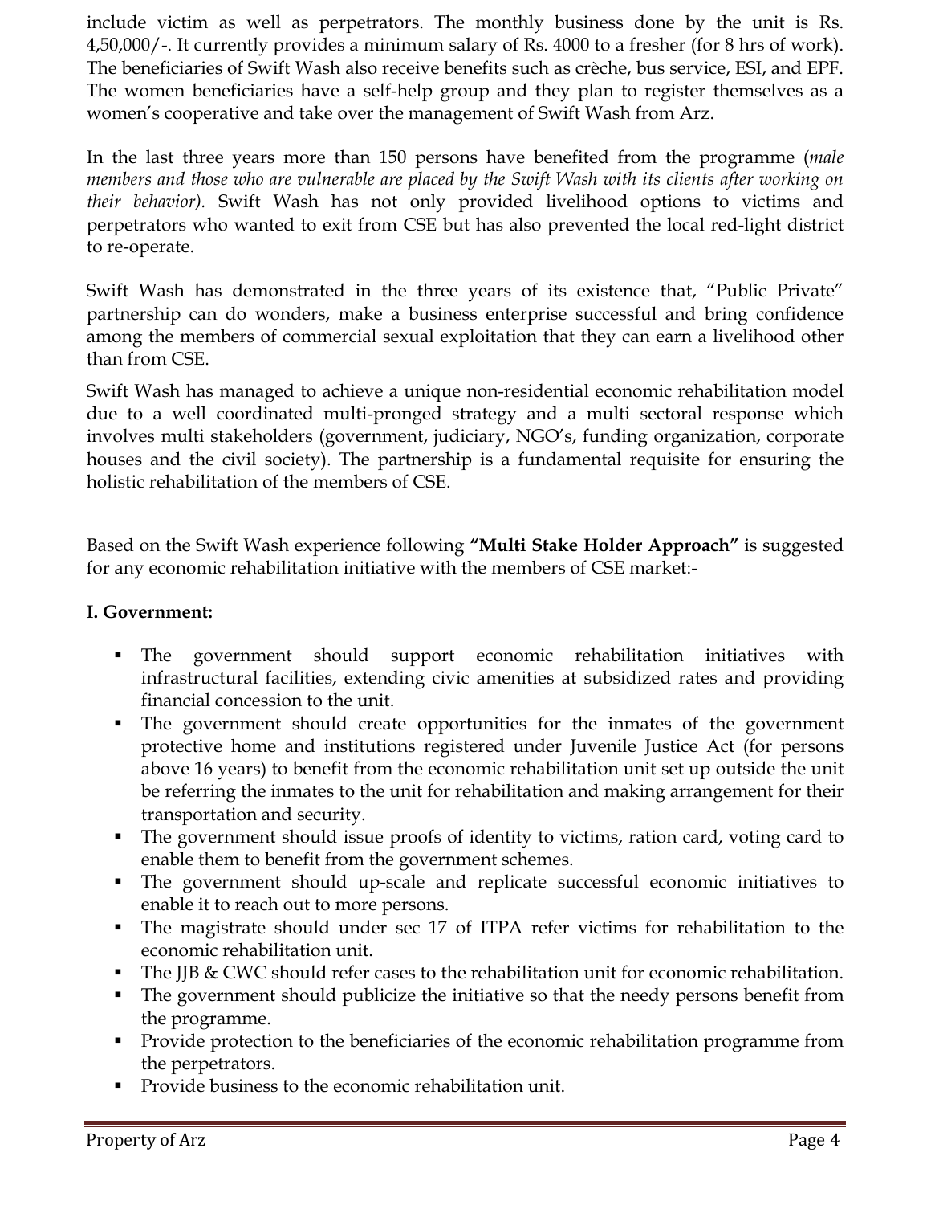include victim as well as perpetrators. The monthly business done by the unit is Rs. 4,50,000/-. It currently provides a minimum salary of Rs. 4000 to a fresher (for 8 hrs of work). The beneficiaries of Swift Wash also receive benefits such as crèche, bus service, ESI, and EPF. The women beneficiaries have a self-help group and they plan to register themselves as a women's cooperative and take over the management of Swift Wash from Arz.

In the last three years more than 150 persons have benefited from the programme (*male members and those who are vulnerable are placed by the Swift Wash with its clients after working on their behavior).* Swift Wash has not only provided livelihood options to victims and perpetrators who wanted to exit from CSE but has also prevented the local red-light district to re-operate.

Swift Wash has demonstrated in the three years of its existence that, "Public Private" partnership can do wonders, make a business enterprise successful and bring confidence among the members of commercial sexual exploitation that they can earn a livelihood other than from CSE.

Swift Wash has managed to achieve a unique non-residential economic rehabilitation model due to a well coordinated multi-pronged strategy and a multi sectoral response which involves multi stakeholders (government, judiciary, NGO's, funding organization, corporate houses and the civil society). The partnership is a fundamental requisite for ensuring the holistic rehabilitation of the members of CSE.

Based on the Swift Wash experience following **"Multi Stake Holder Approach"** is suggested for any economic rehabilitation initiative with the members of CSE market:-

**I. Government:**

- The government should support economic rehabilitation initiatives with infrastructural facilities, extending civic amenities at subsidized rates and providing financial concession to the unit.
- The government should create opportunities for the inmates of the government protective home and institutions registered under Juvenile Justice Act (for persons above 16 years) to benefit from the economic rehabilitation unit set up outside the unit be referring the inmates to the unit for rehabilitation and making arrangement for their transportation and security.
- The government should issue proofs of identity to victims, ration card, voting card to enable them to benefit from the government schemes.
- The government should up-scale and replicate successful economic initiatives to enable it to reach out to more persons.
- The magistrate should under sec 17 of ITPA refer victims for rehabilitation to the economic rehabilitation unit.
- The JJB & CWC should refer cases to the rehabilitation unit for economic rehabilitation.
- The government should publicize the initiative so that the needy persons benefit from the programme.
- Provide protection to the beneficiaries of the economic rehabilitation programme from the perpetrators.
- Provide business to the economic rehabilitation unit.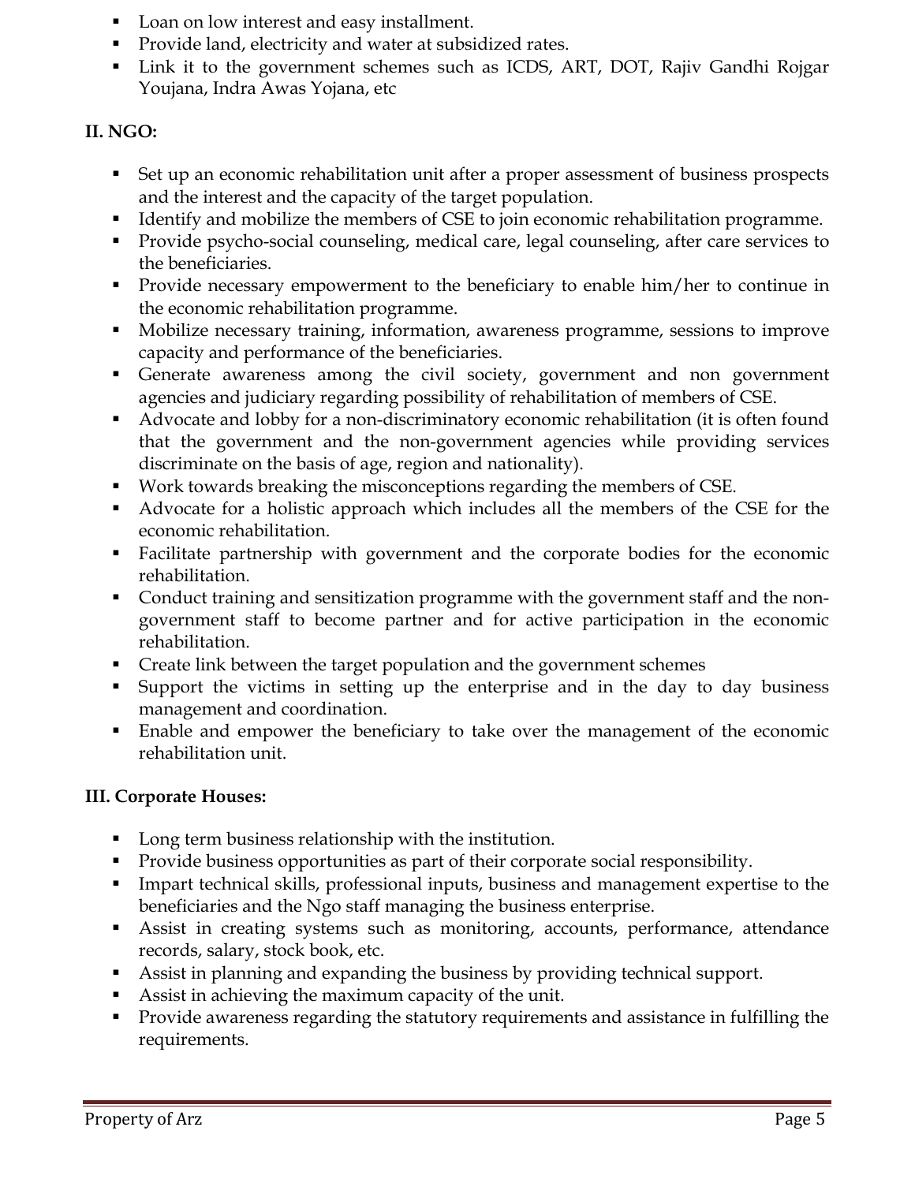- Loan on low interest and easy installment.
- Provide land, electricity and water at subsidized rates.
- Link it to the government schemes such as ICDS, ART, DOT, Rajiv Gandhi Rojgar Youjana, Indra Awas Yojana, etc

**II. NGO:**

- Set up an economic rehabilitation unit after a proper assessment of business prospects and the interest and the capacity of the target population.
- Identify and mobilize the members of CSE to join economic rehabilitation programme.
- Provide psycho-social counseling, medical care, legal counseling, after care services to the beneficiaries.
- Provide necessary empowerment to the beneficiary to enable him/her to continue in the economic rehabilitation programme.
- Mobilize necessary training, information, awareness programme, sessions to improve capacity and performance of the beneficiaries.
- Generate awareness among the civil society, government and non government agencies and judiciary regarding possibility of rehabilitation of members of CSE.
- Advocate and lobby for a non-discriminatory economic rehabilitation (it is often found that the government and the non-government agencies while providing services discriminate on the basis of age, region and nationality).
- Work towards breaking the misconceptions regarding the members of CSE.
- Advocate for a holistic approach which includes all the members of the CSE for the economic rehabilitation.
- Facilitate partnership with government and the corporate bodies for the economic rehabilitation.
- Conduct training and sensitization programme with the government staff and the non-government staff to become partner and for active participation in the economic rehabilitation.
- Create link between the target population and the government schemes
- Support the victims in setting up the enterprise and in the day to day business management and coordination.
- Enable and empower the beneficiary to take over the management of the economic rehabilitation unit.

**III. Corporate Houses:**

- Long term business relationship with the institution.
- Provide business opportunities as part of their corporate social responsibility.
- Impart technical skills, professional inputs, business and management expertise to the beneficiaries and the Ngo staff managing the business enterprise.
- Assist in creating systems such as monitoring, accounts, performance, attendance records, salary, stock book, etc.
- Assist in planning and expanding the business by providing technical support.
- Assist in achieving the maximum capacity of the unit.
- Provide awareness regarding the statutory requirements and assistance in fulfilling the requirements.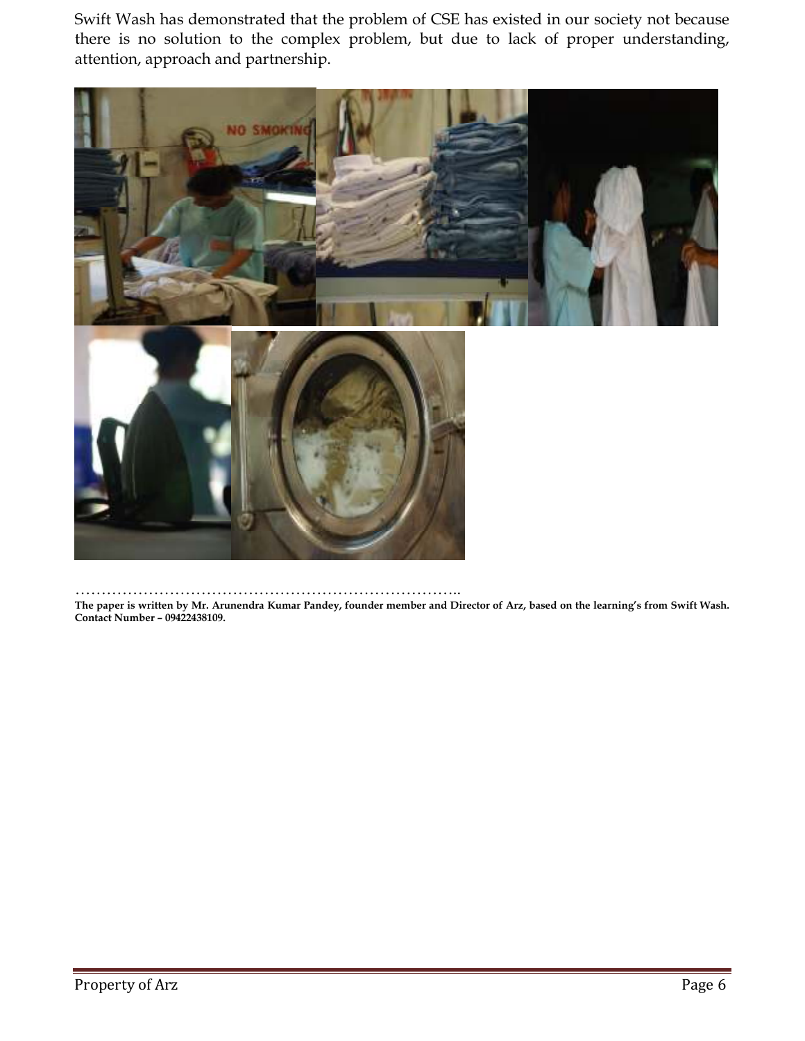Swift Wash has demonstrated that the problem of CSE has existed in our society not because there is no solution to the complex problem, but due to lack of proper understanding, attention, approach and partnership.

…………………………………………………………………..

**The paper is written by Mr. Arunendra Kumar Pandey, founder member and Director of Arz, based on the learning's from Swift Wash. Contact Number – 09422438109.**